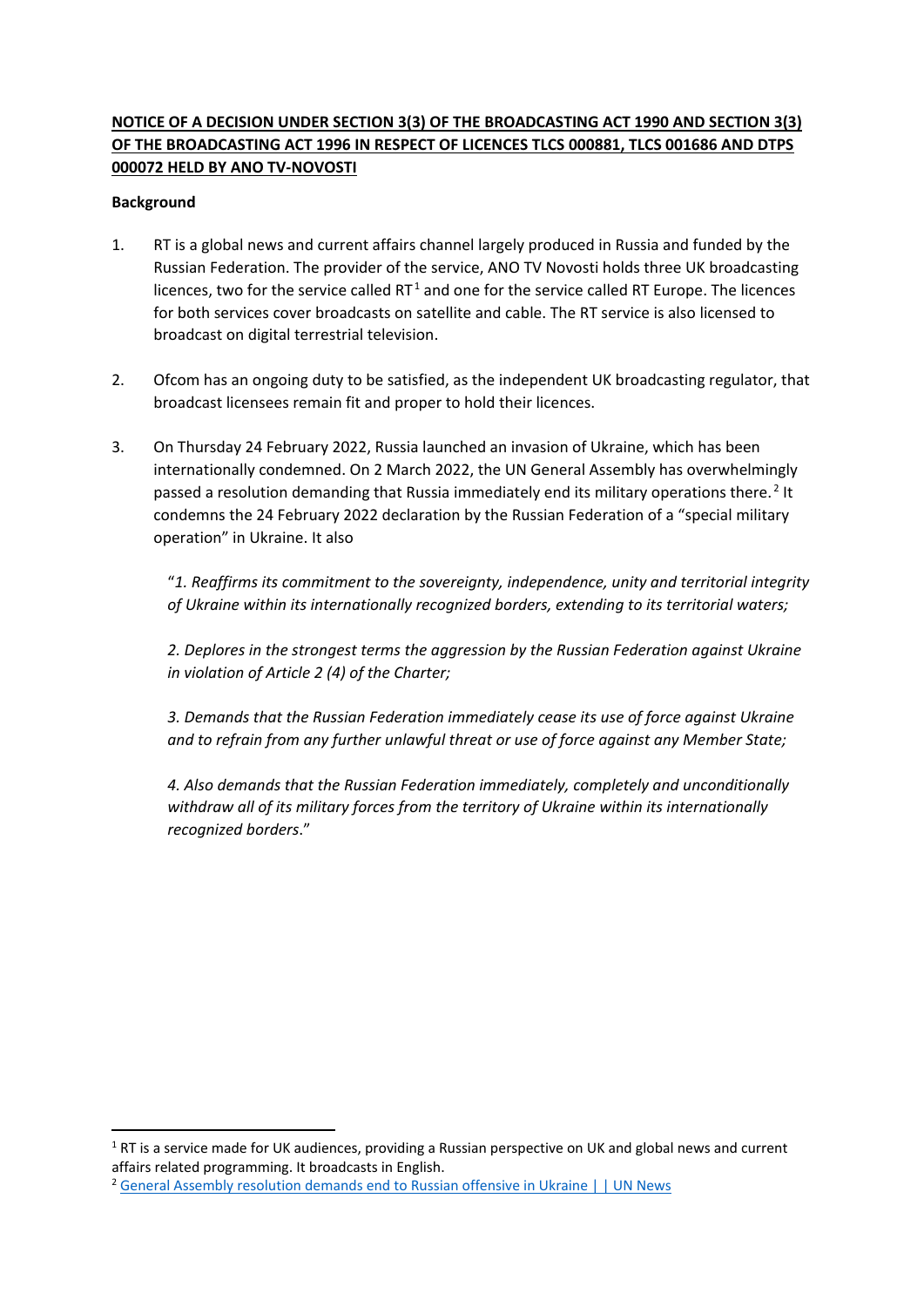**NOTICE OF A DECISION UNDER SECTION 3(3) OF THE BROADCASTING ACT 1990 AND SECTION 3(3) OF THE BROADCASTING ACT 1996 IN RESPECT OF LICENCES TLCS 000881, TLCS 001686 AND DTPS 000072 HELD BY ANO TV-NOVOSTI**

**Background**

1. RT is a global news and current affairs channel largely produced in Russia and funded by the Russian Federation. The provider of the service, ANO TV Novosti holds three UK broadcasting licences, two for the service called RT[1] and one for the service called RT Europe. The licences for both services cover broadcasts on satellite and cable. The RT service is also licensed to broadcast on digital terrestrial television.

2. Ofcom has an ongoing duty to be satisfied, as the independent UK broadcasting regulator, that broadcast licensees remain fit and proper to hold their licences.

3. On Thursday 24 February 2022, Russia launched an invasion of Ukraine, which has been internationally condemned. On 2 March 2022, the UN General Assembly has overwhelmingly passed a resolution demanding that Russia immediately end its military operations there.[2] It condemns the 24 February 2022 declaration by the Russian Federation of a "special military operation" in Ukraine. It also

   "*1. Reaffirms its commitment to the sovereignty, independence, unity and territorial integrity of Ukraine within its internationally recognized borders, extending to its territorial waters;*

   *2. Deplores in the strongest terms the aggression by the Russian Federation against Ukraine in violation of Article 2 (4) of the Charter;*

   *3. Demands that the Russian Federation immediately cease its use of force against Ukraine and to refrain from any further unlawful threat or use of force against any Member State;*

   *4. Also demands that the Russian Federation immediately, completely and unconditionally withdraw all of its military forces from the territory of Ukraine within its internationally recognized borders*."

---

[1] RT is a service made for UK audiences, providing a Russian perspective on UK and global news and current affairs related programming. It broadcasts in English.

[2] General Assembly resolution demands end to Russian offensive in Ukraine | | UN News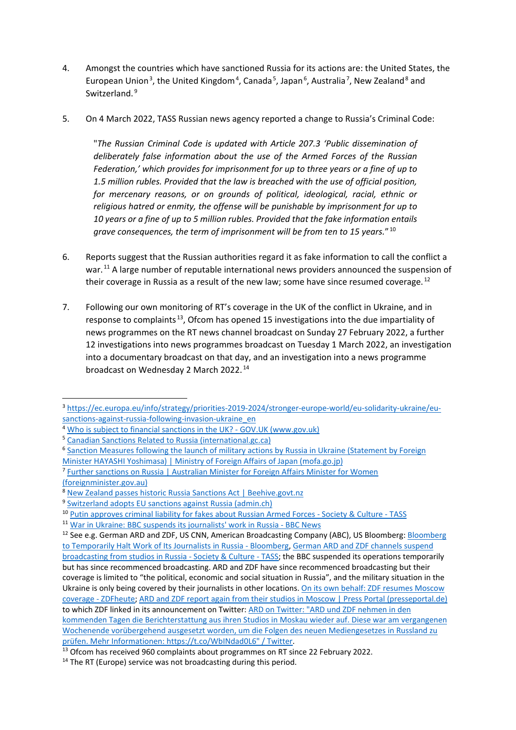4. Amongst the countries which have sanctioned Russia for its actions are: the United States, the European Union[3], the United Kingdom[4], Canada[5], Japan[6], Australia[7], New Zealand[8] and Switzerland.[9]

5. On 4 March 2022, TASS Russian news agency reported a change to Russia's Criminal Code:

   > "*The Russian Criminal Code is updated with Article 207.3 'Public dissemination of deliberately false information about the use of the Armed Forces of the Russian Federation,' which provides for imprisonment for up to three years or a fine of up to 1.5 million rubles. Provided that the law is breached with the use of official position, for mercenary reasons, or on grounds of political, ideological, racial, ethnic or religious hatred or enmity, the offense will be punishable by imprisonment for up to 10 years or a fine of up to 5 million rubles. Provided that the fake information entails grave consequences, the term of imprisonment will be from ten to 15 years.*"[10]

6. Reports suggest that the Russian authorities regard it as fake information to call the conflict a war.[11] A large number of reputable international news providers announced the suspension of their coverage in Russia as a result of the new law; some have since resumed coverage.[12]

7. Following our own monitoring of RT's coverage in the UK of the conflict in Ukraine, and in response to complaints[13], Ofcom has opened 15 investigations into the due impartiality of news programmes on the RT news channel broadcast on Sunday 27 February 2022, a further 12 investigations into news programmes broadcast on Tuesday 1 March 2022, an investigation into a documentary broadcast on that day, and an investigation into a news programme broadcast on Wednesday 2 March 2022.[14]

---

[3] https://ec.europa.eu/info/strategy/priorities-2019-2024/stronger-europe-world/eu-solidarity-ukraine/eu-sanctions-against-russia-following-invasion-ukraine_en

[4] Who is subject to financial sanctions in the UK? - GOV.UK (www.gov.uk)

[5] Canadian Sanctions Related to Russia (international.gc.ca)

[6] Sanction Measures following the launch of military actions by Russia in Ukraine (Statement by Foreign Minister HAYASHI Yoshimasa) | Ministry of Foreign Affairs of Japan (mofa.go.jp)

[7] Further sanctions on Russia | Australian Minister for Foreign Affairs Minister for Women (foreignminister.gov.au)

[8] New Zealand passes historic Russia Sanctions Act | Beehive.govt.nz

[9] Switzerland adopts EU sanctions against Russia (admin.ch)

[10] Putin approves criminal liability for fakes about Russian Armed Forces - Society & Culture - TASS

[11] War in Ukraine: BBC suspends its journalists' work in Russia - BBC News

[12] See e.g. German ARD and ZDF, US CNN, American Broadcasting Company (ABC), US Bloomberg: Bloomberg to Temporarily Halt Work of Its Journalists in Russia - Bloomberg, German ARD and ZDF channels suspend broadcasting from studios in Russia - Society & Culture - TASS; the BBC suspended its operations temporarily but has since recommenced broadcasting. ARD and ZDF have since recommenced broadcasting but their coverage is limited to "the political, economic and social situation in Russia", and the military situation in the Ukraine is only being covered by their journalists in other locations. On its own behalf: ZDF resumes Moscow coverage - ZDFheute; ARD and ZDF report again from their studios in Moscow | Press Portal (presseportal.de) to which ZDF linked in its announcement on Twitter: ARD on Twitter: "ARD und ZDF nehmen in den kommenden Tagen die Berichterstattung aus ihren Studios in Moskau wieder auf. Diese war am vergangenen Wochenende vorübergehend ausgesetzt worden, um die Folgen des neuen Mediengesetzes in Russland zu prüfen. Mehr Informationen: https://t.co/WbINdad0L6" / Twitter.

[13] Ofcom has received 960 complaints about programmes on RT since 22 February 2022.

[14] The RT (Europe) service was not broadcasting during this period.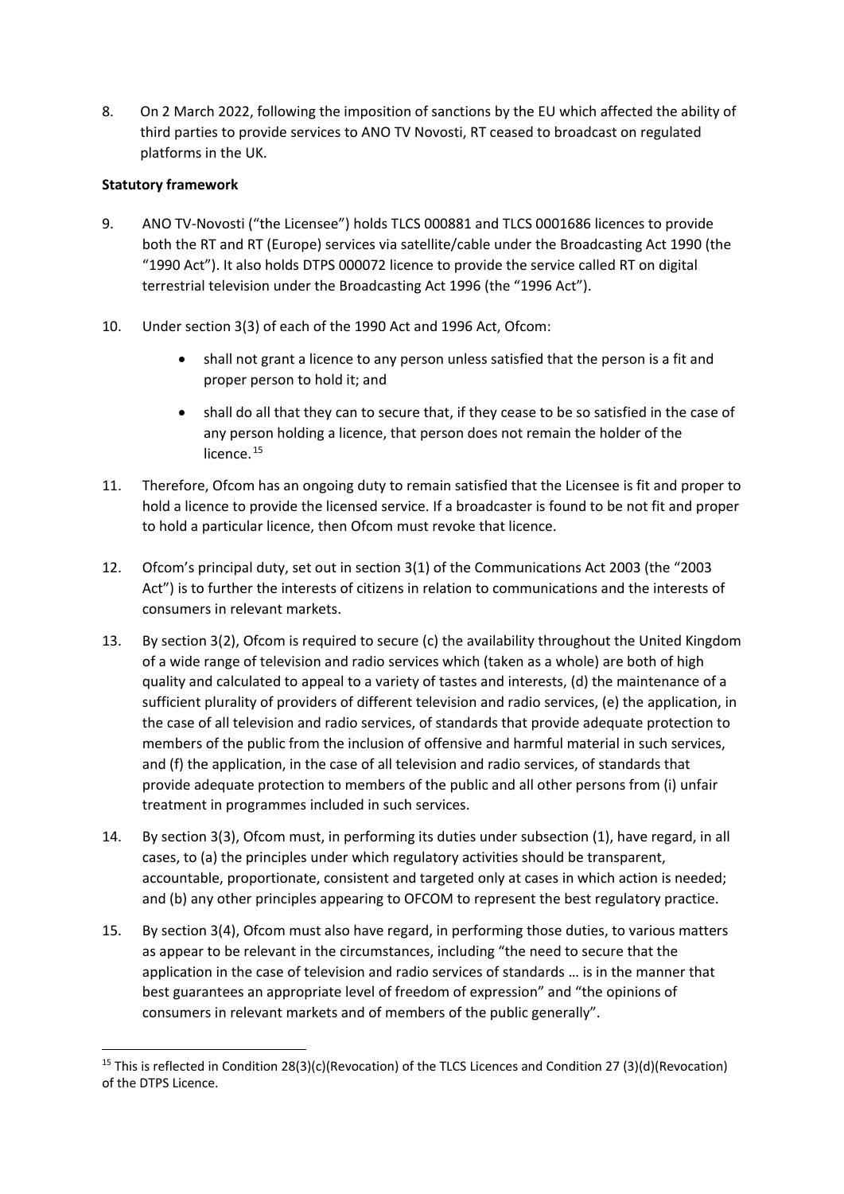8. On 2 March 2022, following the imposition of sanctions by the EU which affected the ability of third parties to provide services to ANO TV Novosti, RT ceased to broadcast on regulated platforms in the UK.

**Statutory framework**

9. ANO TV-Novosti ("the Licensee") holds TLCS 000881 and TLCS 0001686 licences to provide both the RT and RT (Europe) services via satellite/cable under the Broadcasting Act 1990 (the "1990 Act"). It also holds DTPS 000072 licence to provide the service called RT on digital terrestrial television under the Broadcasting Act 1996 (the "1996 Act").

10. Under section 3(3) of each of the 1990 Act and 1996 Act, Ofcom:

    - shall not grant a licence to any person unless satisfied that the person is a fit and proper person to hold it; and
    - shall do all that they can to secure that, if they cease to be so satisfied in the case of any person holding a licence, that person does not remain the holder of the licence.[15]

11. Therefore, Ofcom has an ongoing duty to remain satisfied that the Licensee is fit and proper to hold a licence to provide the licensed service. If a broadcaster is found to be not fit and proper to hold a particular licence, then Ofcom must revoke that licence.

12. Ofcom's principal duty, set out in section 3(1) of the Communications Act 2003 (the "2003 Act") is to further the interests of citizens in relation to communications and the interests of consumers in relevant markets.

13. By section 3(2), Ofcom is required to secure (c) the availability throughout the United Kingdom of a wide range of television and radio services which (taken as a whole) are both of high quality and calculated to appeal to a variety of tastes and interests, (d) the maintenance of a sufficient plurality of providers of different television and radio services, (e) the application, in the case of all television and radio services, of standards that provide adequate protection to members of the public from the inclusion of offensive and harmful material in such services, and (f) the application, in the case of all television and radio services, of standards that provide adequate protection to members of the public and all other persons from (i) unfair treatment in programmes included in such services.

14. By section 3(3), Ofcom must, in performing its duties under subsection (1), have regard, in all cases, to (a) the principles under which regulatory activities should be transparent, accountable, proportionate, consistent and targeted only at cases in which action is needed; and (b) any other principles appearing to OFCOM to represent the best regulatory practice.

15. By section 3(4), Ofcom must also have regard, in performing those duties, to various matters as appear to be relevant in the circumstances, including "the need to secure that the application in the case of television and radio services of standards … is in the manner that best guarantees an appropriate level of freedom of expression" and "the opinions of consumers in relevant markets and of members of the public generally".

---

[15] This is reflected in Condition 28(3)(c)(Revocation) of the TLCS Licences and Condition 27 (3)(d)(Revocation) of the DTPS Licence.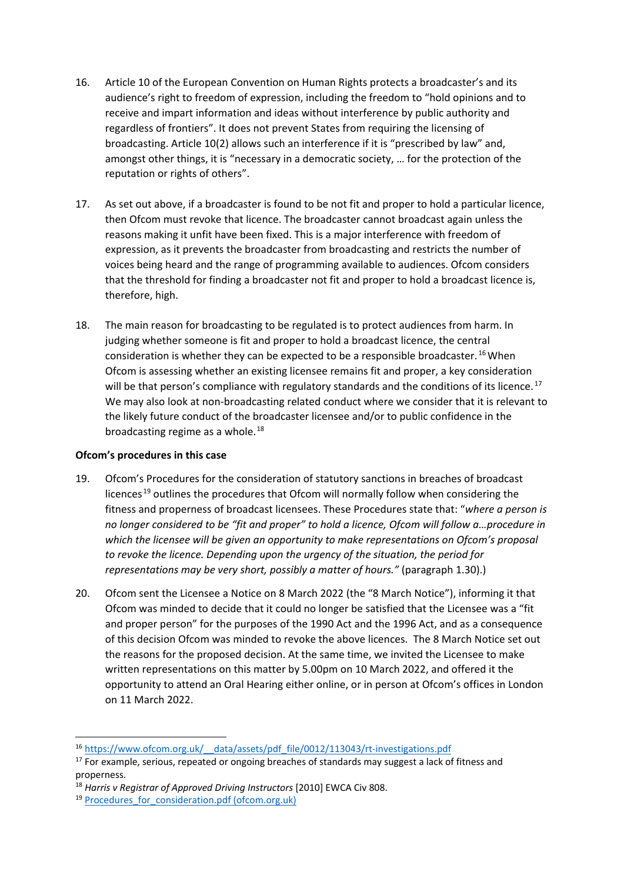16. Article 10 of the European Convention on Human Rights protects a broadcaster's and its audience's right to freedom of expression, including the freedom to "hold opinions and to receive and impart information and ideas without interference by public authority and regardless of frontiers". It does not prevent States from requiring the licensing of broadcasting. Article 10(2) allows such an interference if it is "prescribed by law" and, amongst other things, it is "necessary in a democratic society, … for the protection of the reputation or rights of others".

17. As set out above, if a broadcaster is found to be not fit and proper to hold a particular licence, then Ofcom must revoke that licence. The broadcaster cannot broadcast again unless the reasons making it unfit have been fixed. This is a major interference with freedom of expression, as it prevents the broadcaster from broadcasting and restricts the number of voices being heard and the range of programming available to audiences. Ofcom considers that the threshold for finding a broadcaster not fit and proper to hold a broadcast licence is, therefore, high.

18. The main reason for broadcasting to be regulated is to protect audiences from harm. In judging whether someone is fit and proper to hold a broadcast licence, the central consideration is whether they can be expected to be a responsible broadcaster.[16] When Ofcom is assessing whether an existing licensee remains fit and proper, a key consideration will be that person's compliance with regulatory standards and the conditions of its licence.[17] We may also look at non-broadcasting related conduct where we consider that it is relevant to the likely future conduct of the broadcaster licensee and/or to public confidence in the broadcasting regime as a whole.[18]

**Ofcom's procedures in this case**

19. Ofcom's Procedures for the consideration of statutory sanctions in breaches of broadcast licences[19] outlines the procedures that Ofcom will normally follow when considering the fitness and properness of broadcast licensees. These Procedures state that: "*where a person is no longer considered to be "fit and proper" to hold a licence, Ofcom will follow a…procedure in which the licensee will be given an opportunity to make representations on Ofcom's proposal to revoke the licence. Depending upon the urgency of the situation, the period for representations may be very short, possibly a matter of hours.*" (paragraph 1.30).)

20. Ofcom sent the Licensee a Notice on 8 March 2022 (the "8 March Notice"), informing it that Ofcom was minded to decide that it could no longer be satisfied that the Licensee was a "fit and proper person" for the purposes of the 1990 Act and the 1996 Act, and as a consequence of this decision Ofcom was minded to revoke the above licences. The 8 March Notice set out the reasons for the proposed decision. At the same time, we invited the Licensee to make written representations on this matter by 5.00pm on 10 March 2022, and offered it the opportunity to attend an Oral Hearing either online, or in person at Ofcom's offices in London on 11 March 2022.

---

[16] https://www.ofcom.org.uk/__data/assets/pdf_file/0012/113043/rt-investigations.pdf

[17] For example, serious, repeated or ongoing breaches of standards may suggest a lack of fitness and properness.

[18] *Harris v Registrar of Approved Driving Instructors* [2010] EWCA Civ 808.

[19] Procedures_for_consideration.pdf (ofcom.org.uk)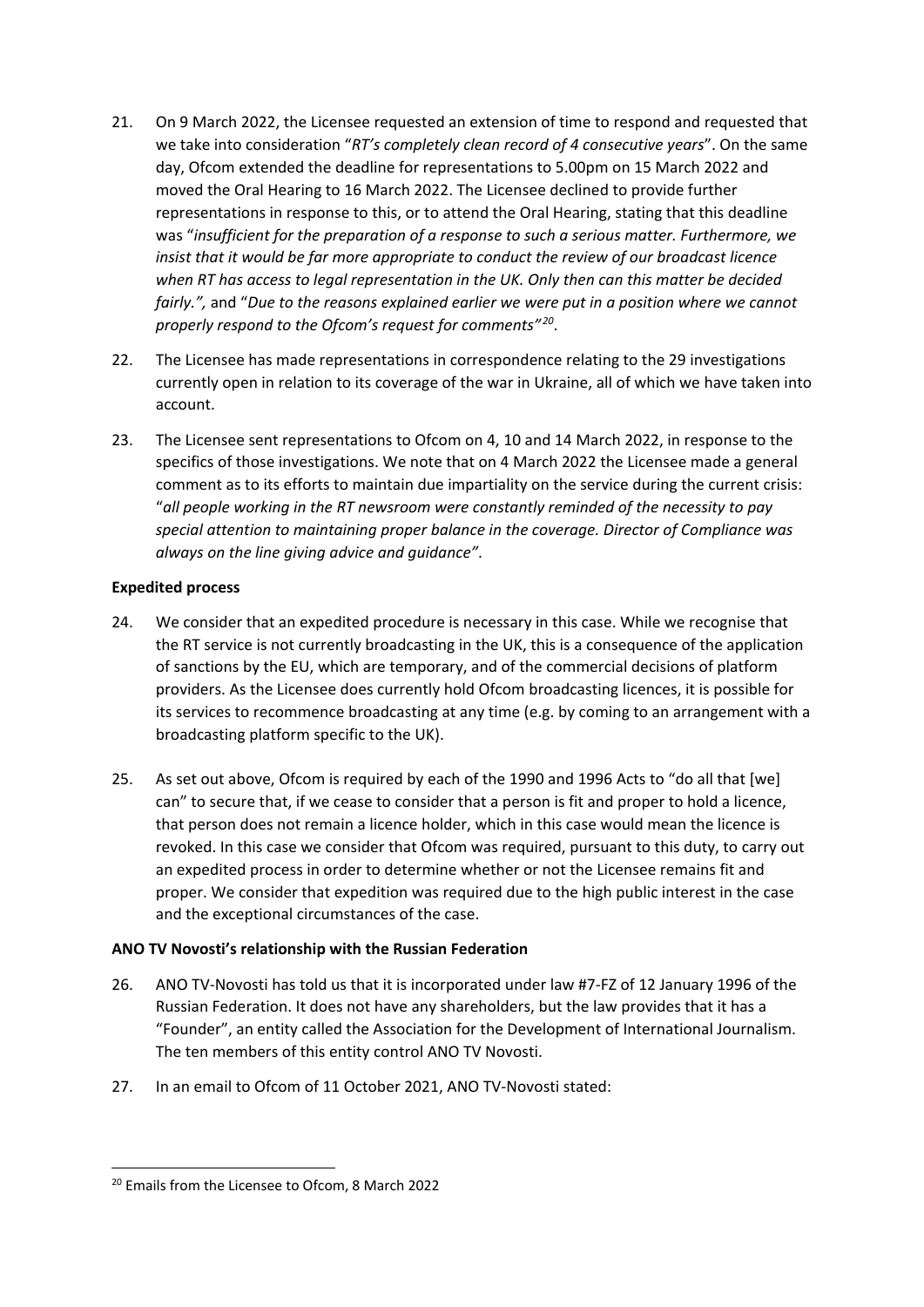21. On 9 March 2022, the Licensee requested an extension of time to respond and requested that we take into consideration "*RT's completely clean record of 4 consecutive years*". On the same day, Ofcom extended the deadline for representations to 5.00pm on 15 March 2022 and moved the Oral Hearing to 16 March 2022. The Licensee declined to provide further representations in response to this, or to attend the Oral Hearing, stating that this deadline was "*insufficient for the preparation of a response to such a serious matter. Furthermore, we insist that it would be far more appropriate to conduct the review of our broadcast licence when RT has access to legal representation in the UK. Only then can this matter be decided fairly.",* and "*Due to the reasons explained earlier we were put in a position where we cannot properly respond to the Ofcom's request for comments"*[20].

22. The Licensee has made representations in correspondence relating to the 29 investigations currently open in relation to its coverage of the war in Ukraine, all of which we have taken into account.

23. The Licensee sent representations to Ofcom on 4, 10 and 14 March 2022, in response to the specifics of those investigations. We note that on 4 March 2022 the Licensee made a general comment as to its efforts to maintain due impartiality on the service during the current crisis: "*all people working in the RT newsroom were constantly reminded of the necessity to pay special attention to maintaining proper balance in the coverage. Director of Compliance was always on the line giving advice and guidance"*.

**Expedited process**

24. We consider that an expedited procedure is necessary in this case. While we recognise that the RT service is not currently broadcasting in the UK, this is a consequence of the application of sanctions by the EU, which are temporary, and of the commercial decisions of platform providers. As the Licensee does currently hold Ofcom broadcasting licences, it is possible for its services to recommence broadcasting at any time (e.g. by coming to an arrangement with a broadcasting platform specific to the UK).

25. As set out above, Ofcom is required by each of the 1990 and 1996 Acts to "do all that [we] can" to secure that, if we cease to consider that a person is fit and proper to hold a licence, that person does not remain a licence holder, which in this case would mean the licence is revoked. In this case we consider that Ofcom was required, pursuant to this duty, to carry out an expedited process in order to determine whether or not the Licensee remains fit and proper. We consider that expedition was required due to the high public interest in the case and the exceptional circumstances of the case.

**ANO TV Novosti's relationship with the Russian Federation**

26. ANO TV-Novosti has told us that it is incorporated under law #7-FZ of 12 January 1996 of the Russian Federation. It does not have any shareholders, but the law provides that it has a "Founder", an entity called the Association for the Development of International Journalism. The ten members of this entity control ANO TV Novosti.

27. In an email to Ofcom of 11 October 2021, ANO TV-Novosti stated:

---

[20] Emails from the Licensee to Ofcom, 8 March 2022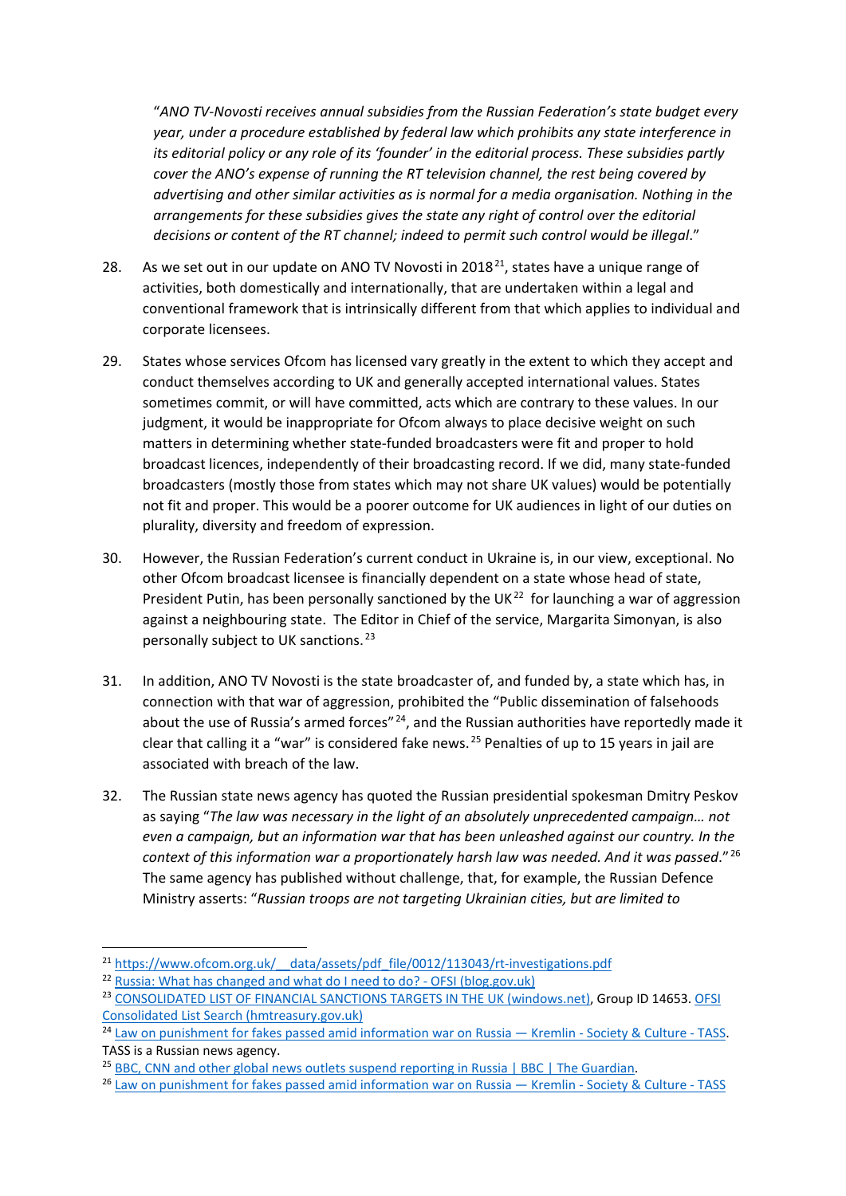"*ANO TV-Novosti receives annual subsidies from the Russian Federation's state budget every year, under a procedure established by federal law which prohibits any state interference in its editorial policy or any role of its 'founder' in the editorial process. These subsidies partly cover the ANO's expense of running the RT television channel, the rest being covered by advertising and other similar activities as is normal for a media organisation. Nothing in the arrangements for these subsidies gives the state any right of control over the editorial decisions or content of the RT channel; indeed to permit such control would be illegal*."

28. As we set out in our update on ANO TV Novosti in 2018[21], states have a unique range of activities, both domestically and internationally, that are undertaken within a legal and conventional framework that is intrinsically different from that which applies to individual and corporate licensees.

29. States whose services Ofcom has licensed vary greatly in the extent to which they accept and conduct themselves according to UK and generally accepted international values. States sometimes commit, or will have committed, acts which are contrary to these values. In our judgment, it would be inappropriate for Ofcom always to place decisive weight on such matters in determining whether state-funded broadcasters were fit and proper to hold broadcast licences, independently of their broadcasting record. If we did, many state-funded broadcasters (mostly those from states which may not share UK values) would be potentially not fit and proper. This would be a poorer outcome for UK audiences in light of our duties on plurality, diversity and freedom of expression.

30. However, the Russian Federation's current conduct in Ukraine is, in our view, exceptional. No other Ofcom broadcast licensee is financially dependent on a state whose head of state, President Putin, has been personally sanctioned by the UK[22] for launching a war of aggression against a neighbouring state. The Editor in Chief of the service, Margarita Simonyan, is also personally subject to UK sanctions.[23]

31. In addition, ANO TV Novosti is the state broadcaster of, and funded by, a state which has, in connection with that war of aggression, prohibited the "Public dissemination of falsehoods about the use of Russia's armed forces"[24], and the Russian authorities have reportedly made it clear that calling it a "war" is considered fake news.[25] Penalties of up to 15 years in jail are associated with breach of the law.

32. The Russian state news agency has quoted the Russian presidential spokesman Dmitry Peskov as saying "*The law was necessary in the light of an absolutely unprecedented campaign… not even a campaign, but an information war that has been unleashed against our country. In the context of this information war a proportionately harsh law was needed. And it was passed*."[26] The same agency has published without challenge, that, for example, the Russian Defence Ministry asserts: "*Russian troops are not targeting Ukrainian cities, but are limited to*

---

[21] https://www.ofcom.org.uk/__data/assets/pdf_file/0012/113043/rt-investigations.pdf

[22] Russia: What has changed and what do I need to do? - OFSI (blog.gov.uk)

[23] CONSOLIDATED LIST OF FINANCIAL SANCTIONS TARGETS IN THE UK (windows.net), Group ID 14653. OFSI Consolidated List Search (hmtreasury.gov.uk)

[24] Law on punishment for fakes passed amid information war on Russia — Kremlin - Society & Culture - TASS. TASS is a Russian news agency.

[25] BBC, CNN and other global news outlets suspend reporting in Russia | BBC | The Guardian.

[26] Law on punishment for fakes passed amid information war on Russia — Kremlin - Society & Culture - TASS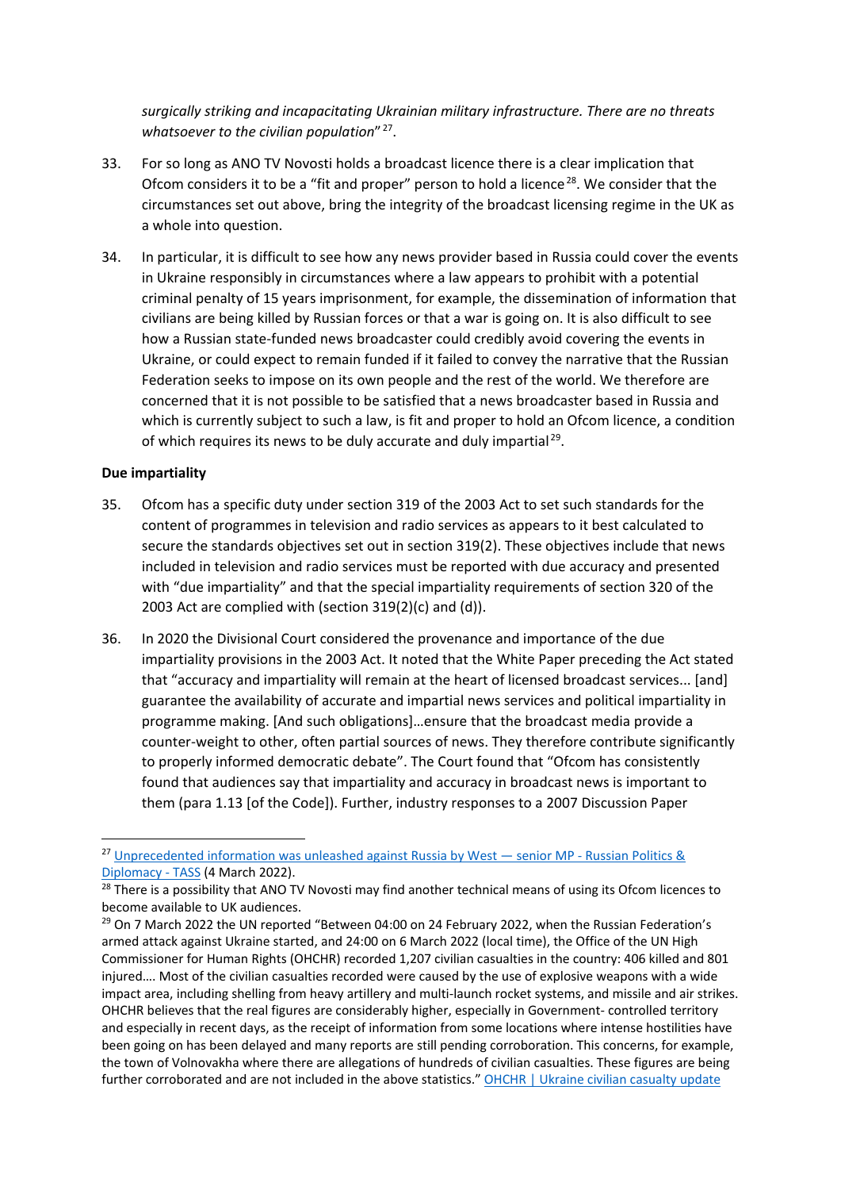*surgically striking and incapacitating Ukrainian military infrastructure. There are no threats whatsoever to the civilian population*"[27].

33. For so long as ANO TV Novosti holds a broadcast licence there is a clear implication that Ofcom considers it to be a "fit and proper" person to hold a licence[28]. We consider that the circumstances set out above, bring the integrity of the broadcast licensing regime in the UK as a whole into question.

34. In particular, it is difficult to see how any news provider based in Russia could cover the events in Ukraine responsibly in circumstances where a law appears to prohibit with a potential criminal penalty of 15 years imprisonment, for example, the dissemination of information that civilians are being killed by Russian forces or that a war is going on. It is also difficult to see how a Russian state-funded news broadcaster could credibly avoid covering the events in Ukraine, or could expect to remain funded if it failed to convey the narrative that the Russian Federation seeks to impose on its own people and the rest of the world. We therefore are concerned that it is not possible to be satisfied that a news broadcaster based in Russia and which is currently subject to such a law, is fit and proper to hold an Ofcom licence, a condition of which requires its news to be duly accurate and duly impartial[29].

**Due impartiality**

35. Ofcom has a specific duty under section 319 of the 2003 Act to set such standards for the content of programmes in television and radio services as appears to it best calculated to secure the standards objectives set out in section 319(2). These objectives include that news included in television and radio services must be reported with due accuracy and presented with "due impartiality" and that the special impartiality requirements of section 320 of the 2003 Act are complied with (section 319(2)(c) and (d)).

36. In 2020 the Divisional Court considered the provenance and importance of the due impartiality provisions in the 2003 Act. It noted that the White Paper preceding the Act stated that "accuracy and impartiality will remain at the heart of licensed broadcast services... [and] guarantee the availability of accurate and impartial news services and political impartiality in programme making. [And such obligations]…ensure that the broadcast media provide a counter-weight to other, often partial sources of news. They therefore contribute significantly to properly informed democratic debate". The Court found that "Ofcom has consistently found that audiences say that impartiality and accuracy in broadcast news is important to them (para 1.13 [of the Code]). Further, industry responses to a 2007 Discussion Paper

---

[27] Unprecedented information was unleashed against Russia by West — senior MP - Russian Politics & Diplomacy - TASS (4 March 2022).

[28] There is a possibility that ANO TV Novosti may find another technical means of using its Ofcom licences to become available to UK audiences.

[29] On 7 March 2022 the UN reported "Between 04:00 on 24 February 2022, when the Russian Federation's armed attack against Ukraine started, and 24:00 on 6 March 2022 (local time), the Office of the UN High Commissioner for Human Rights (OHCHR) recorded 1,207 civilian casualties in the country: 406 killed and 801 injured…. Most of the civilian casualties recorded were caused by the use of explosive weapons with a wide impact area, including shelling from heavy artillery and multi-launch rocket systems, and missile and air strikes. OHCHR believes that the real figures are considerably higher, especially in Government- controlled territory and especially in recent days, as the receipt of information from some locations where intense hostilities have been going on has been delayed and many reports are still pending corroboration. This concerns, for example, the town of Volnovakha where there are allegations of hundreds of civilian casualties. These figures are being further corroborated and are not included in the above statistics." OHCHR | Ukraine civilian casualty update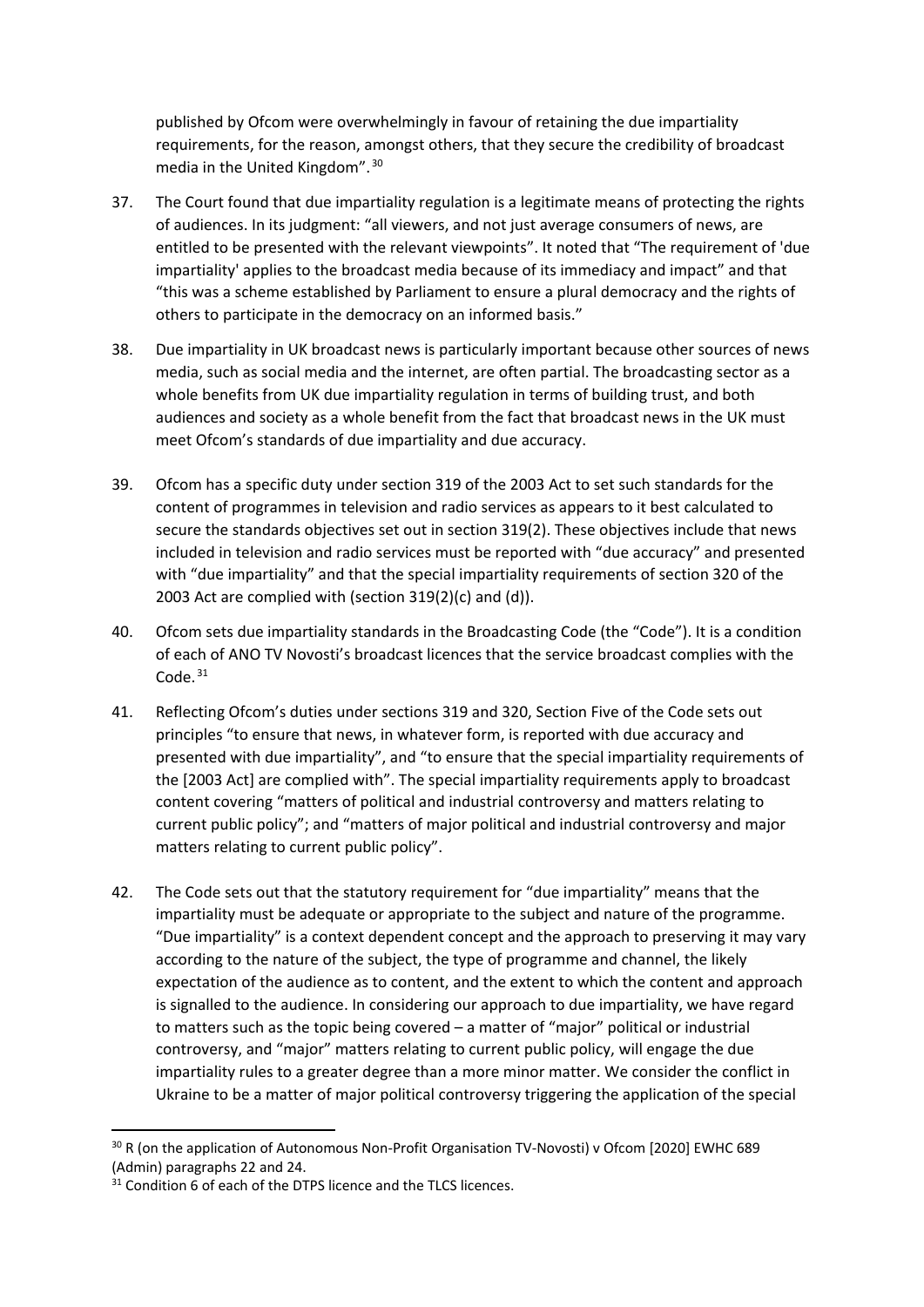published by Ofcom were overwhelmingly in favour of retaining the due impartiality requirements, for the reason, amongst others, that they secure the credibility of broadcast media in the United Kingdom".[30]

37. The Court found that due impartiality regulation is a legitimate means of protecting the rights of audiences. In its judgment: "all viewers, and not just average consumers of news, are entitled to be presented with the relevant viewpoints". It noted that "The requirement of 'due impartiality' applies to the broadcast media because of its immediacy and impact" and that "this was a scheme established by Parliament to ensure a plural democracy and the rights of others to participate in the democracy on an informed basis."

38. Due impartiality in UK broadcast news is particularly important because other sources of news media, such as social media and the internet, are often partial. The broadcasting sector as a whole benefits from UK due impartiality regulation in terms of building trust, and both audiences and society as a whole benefit from the fact that broadcast news in the UK must meet Ofcom's standards of due impartiality and due accuracy.

39. Ofcom has a specific duty under section 319 of the 2003 Act to set such standards for the content of programmes in television and radio services as appears to it best calculated to secure the standards objectives set out in section 319(2). These objectives include that news included in television and radio services must be reported with "due accuracy" and presented with "due impartiality" and that the special impartiality requirements of section 320 of the 2003 Act are complied with (section 319(2)(c) and (d)).

40. Ofcom sets due impartiality standards in the Broadcasting Code (the "Code"). It is a condition of each of ANO TV Novosti's broadcast licences that the service broadcast complies with the Code.[31]

41. Reflecting Ofcom's duties under sections 319 and 320, Section Five of the Code sets out principles "to ensure that news, in whatever form, is reported with due accuracy and presented with due impartiality", and "to ensure that the special impartiality requirements of the [2003 Act] are complied with". The special impartiality requirements apply to broadcast content covering "matters of political and industrial controversy and matters relating to current public policy"; and "matters of major political and industrial controversy and major matters relating to current public policy".

42. The Code sets out that the statutory requirement for "due impartiality" means that the impartiality must be adequate or appropriate to the subject and nature of the programme. "Due impartiality" is a context dependent concept and the approach to preserving it may vary according to the nature of the subject, the type of programme and channel, the likely expectation of the audience as to content, and the extent to which the content and approach is signalled to the audience. In considering our approach to due impartiality, we have regard to matters such as the topic being covered – a matter of "major" political or industrial controversy, and "major" matters relating to current public policy, will engage the due impartiality rules to a greater degree than a more minor matter. We consider the conflict in Ukraine to be a matter of major political controversy triggering the application of the special

---

[30] R (on the application of Autonomous Non-Profit Organisation TV-Novosti) v Ofcom [2020] EWHC 689 (Admin) paragraphs 22 and 24.

[31] Condition 6 of each of the DTPS licence and the TLCS licences.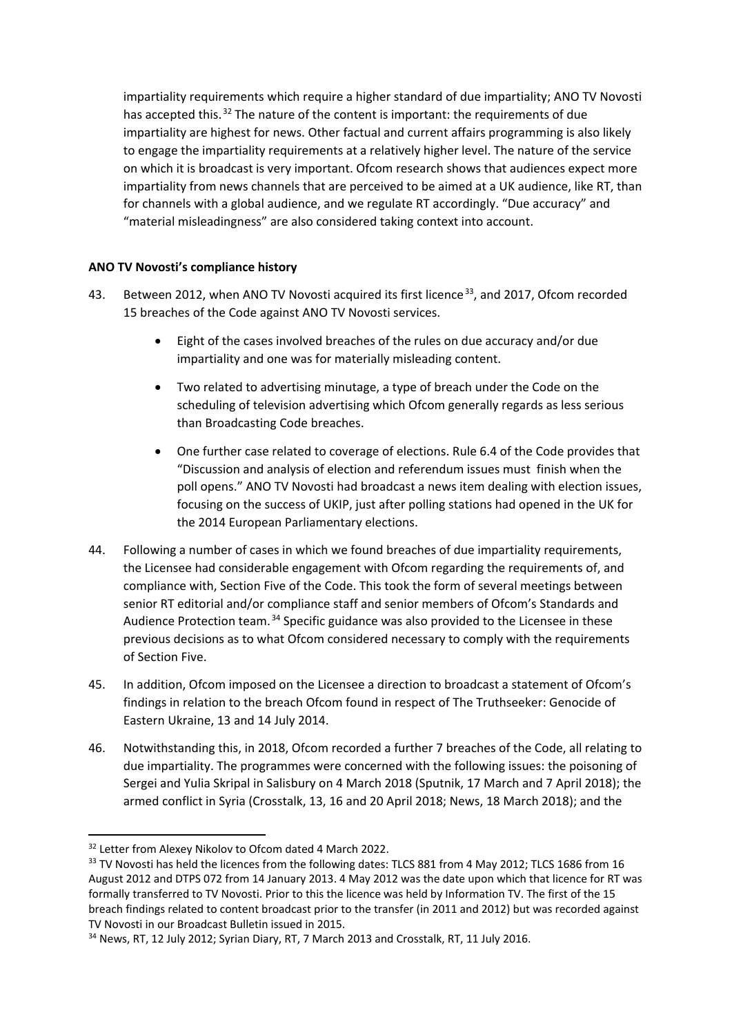impartiality requirements which require a higher standard of due impartiality; ANO TV Novosti has accepted this.[32] The nature of the content is important: the requirements of due impartiality are highest for news. Other factual and current affairs programming is also likely to engage the impartiality requirements at a relatively higher level. The nature of the service on which it is broadcast is very important. Ofcom research shows that audiences expect more impartiality from news channels that are perceived to be aimed at a UK audience, like RT, than for channels with a global audience, and we regulate RT accordingly. "Due accuracy" and "material misleadingness" are also considered taking context into account.

**ANO TV Novosti's compliance history**

43. Between 2012, when ANO TV Novosti acquired its first licence[33], and 2017, Ofcom recorded 15 breaches of the Code against ANO TV Novosti services.

    - Eight of the cases involved breaches of the rules on due accuracy and/or due impartiality and one was for materially misleading content.
    - Two related to advertising minutage, a type of breach under the Code on the scheduling of television advertising which Ofcom generally regards as less serious than Broadcasting Code breaches.
    - One further case related to coverage of elections. Rule 6.4 of the Code provides that "Discussion and analysis of election and referendum issues must finish when the poll opens." ANO TV Novosti had broadcast a news item dealing with election issues, focusing on the success of UKIP, just after polling stations had opened in the UK for the 2014 European Parliamentary elections.

44. Following a number of cases in which we found breaches of due impartiality requirements, the Licensee had considerable engagement with Ofcom regarding the requirements of, and compliance with, Section Five of the Code. This took the form of several meetings between senior RT editorial and/or compliance staff and senior members of Ofcom's Standards and Audience Protection team.[34] Specific guidance was also provided to the Licensee in these previous decisions as to what Ofcom considered necessary to comply with the requirements of Section Five.

45. In addition, Ofcom imposed on the Licensee a direction to broadcast a statement of Ofcom's findings in relation to the breach Ofcom found in respect of The Truthseeker: Genocide of Eastern Ukraine, 13 and 14 July 2014.

46. Notwithstanding this, in 2018, Ofcom recorded a further 7 breaches of the Code, all relating to due impartiality. The programmes were concerned with the following issues: the poisoning of Sergei and Yulia Skripal in Salisbury on 4 March 2018 (Sputnik, 17 March and 7 April 2018); the armed conflict in Syria (Crosstalk, 13, 16 and 20 April 2018; News, 18 March 2018); and the

---

[32] Letter from Alexey Nikolov to Ofcom dated 4 March 2022.

[33] TV Novosti has held the licences from the following dates: TLCS 881 from 4 May 2012; TLCS 1686 from 16 August 2012 and DTPS 072 from 14 January 2013. 4 May 2012 was the date upon which that licence for RT was formally transferred to TV Novosti. Prior to this the licence was held by Information TV. The first of the 15 breach findings related to content broadcast prior to the transfer (in 2011 and 2012) but was recorded against TV Novosti in our Broadcast Bulletin issued in 2015.

[34] News, RT, 12 July 2012; Syrian Diary, RT, 7 March 2013 and Crosstalk, RT, 11 July 2016.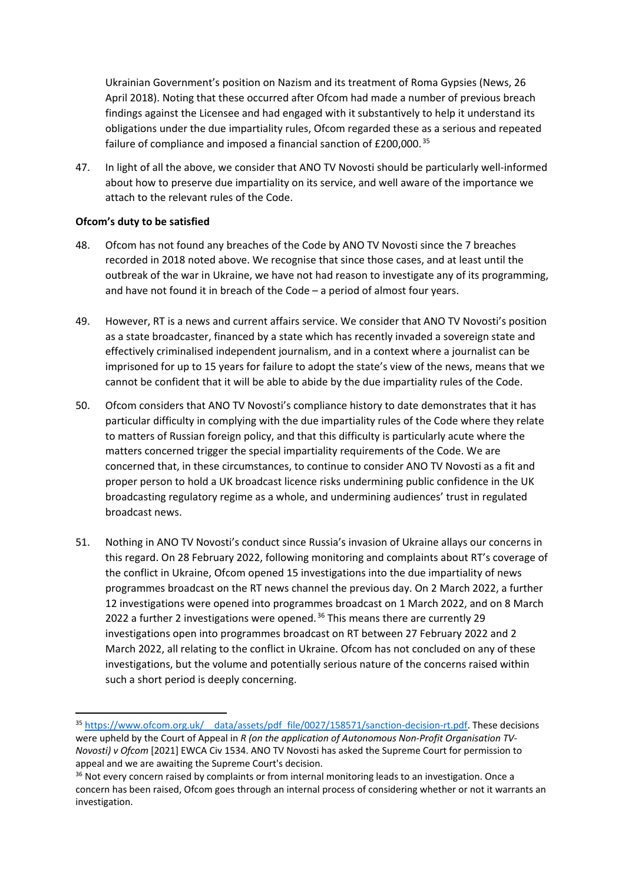Ukrainian Government's position on Nazism and its treatment of Roma Gypsies (News, 26 April 2018). Noting that these occurred after Ofcom had made a number of previous breach findings against the Licensee and had engaged with it substantively to help it understand its obligations under the due impartiality rules, Ofcom regarded these as a serious and repeated failure of compliance and imposed a financial sanction of £200,000.[35]

47. In light of all the above, we consider that ANO TV Novosti should be particularly well-informed about how to preserve due impartiality on its service, and well aware of the importance we attach to the relevant rules of the Code.

**Ofcom's duty to be satisfied**

48. Ofcom has not found any breaches of the Code by ANO TV Novosti since the 7 breaches recorded in 2018 noted above. We recognise that since those cases, and at least until the outbreak of the war in Ukraine, we have not had reason to investigate any of its programming, and have not found it in breach of the Code – a period of almost four years.

49. However, RT is a news and current affairs service. We consider that ANO TV Novosti's position as a state broadcaster, financed by a state which has recently invaded a sovereign state and effectively criminalised independent journalism, and in a context where a journalist can be imprisoned for up to 15 years for failure to adopt the state's view of the news, means that we cannot be confident that it will be able to abide by the due impartiality rules of the Code.

50. Ofcom considers that ANO TV Novosti's compliance history to date demonstrates that it has particular difficulty in complying with the due impartiality rules of the Code where they relate to matters of Russian foreign policy, and that this difficulty is particularly acute where the matters concerned trigger the special impartiality requirements of the Code. We are concerned that, in these circumstances, to continue to consider ANO TV Novosti as a fit and proper person to hold a UK broadcast licence risks undermining public confidence in the UK broadcasting regulatory regime as a whole, and undermining audiences' trust in regulated broadcast news.

51. Nothing in ANO TV Novosti's conduct since Russia's invasion of Ukraine allays our concerns in this regard. On 28 February 2022, following monitoring and complaints about RT's coverage of the conflict in Ukraine, Ofcom opened 15 investigations into the due impartiality of news programmes broadcast on the RT news channel the previous day. On 2 March 2022, a further 12 investigations were opened into programmes broadcast on 1 March 2022, and on 8 March 2022 a further 2 investigations were opened.[36] This means there are currently 29 investigations open into programmes broadcast on RT between 27 February 2022 and 2 March 2022, all relating to the conflict in Ukraine. Ofcom has not concluded on any of these investigations, but the volume and potentially serious nature of the concerns raised within such a short period is deeply concerning.

---

[35] https://www.ofcom.org.uk/__data/assets/pdf_file/0027/158571/sanction-decision-rt.pdf. These decisions were upheld by the Court of Appeal in *R (on the application of Autonomous Non-Profit Organisation TV-Novosti) v Ofcom* [2021] EWCA Civ 1534. ANO TV Novosti has asked the Supreme Court for permission to appeal and we are awaiting the Supreme Court's decision.

[36] Not every concern raised by complaints or from internal monitoring leads to an investigation. Once a concern has been raised, Ofcom goes through an internal process of considering whether or not it warrants an investigation.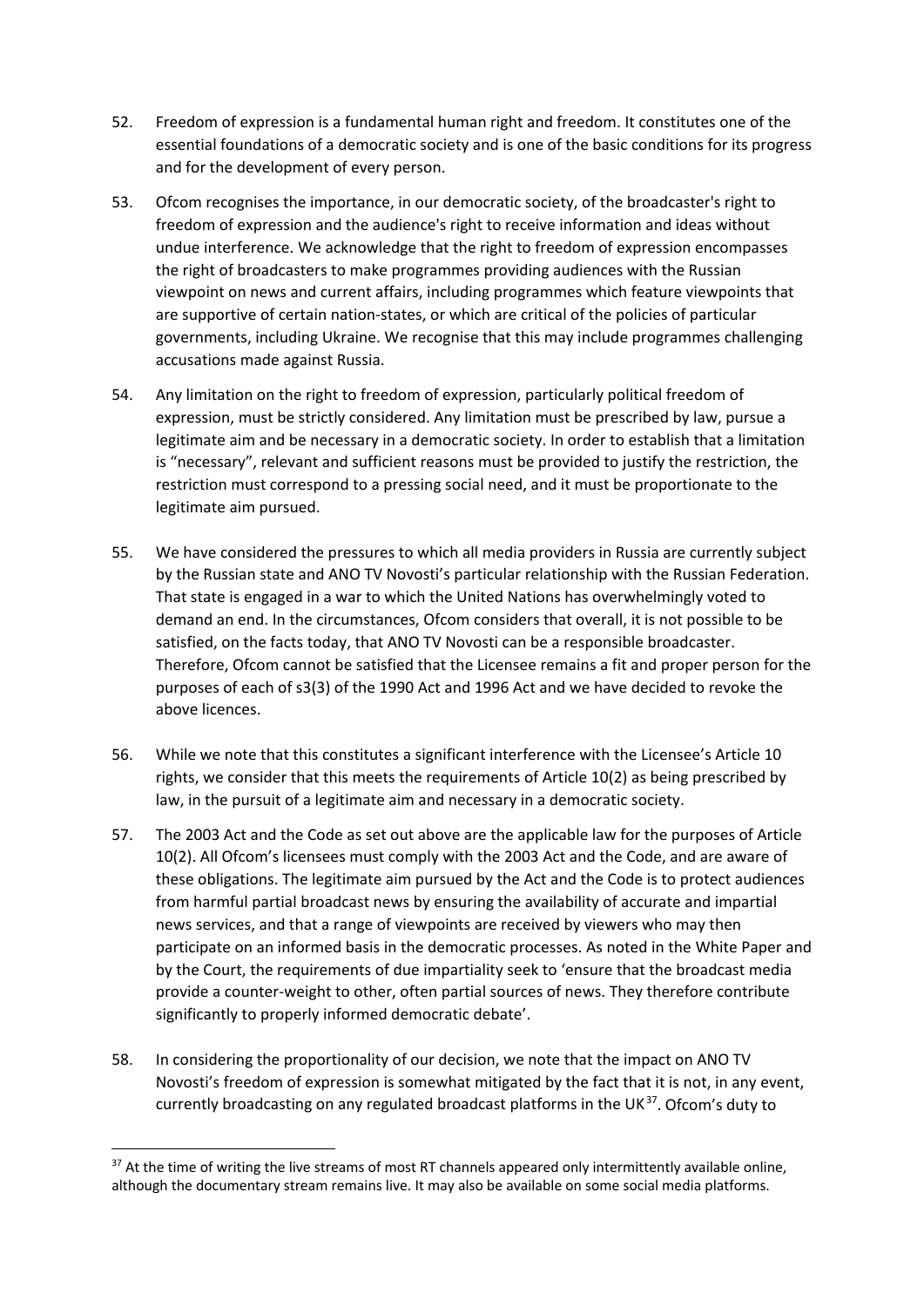52. Freedom of expression is a fundamental human right and freedom. It constitutes one of the essential foundations of a democratic society and is one of the basic conditions for its progress and for the development of every person.

53. Ofcom recognises the importance, in our democratic society, of the broadcaster's right to freedom of expression and the audience's right to receive information and ideas without undue interference. We acknowledge that the right to freedom of expression encompasses the right of broadcasters to make programmes providing audiences with the Russian viewpoint on news and current affairs, including programmes which feature viewpoints that are supportive of certain nation-states, or which are critical of the policies of particular governments, including Ukraine. We recognise that this may include programmes challenging accusations made against Russia.

54. Any limitation on the right to freedom of expression, particularly political freedom of expression, must be strictly considered. Any limitation must be prescribed by law, pursue a legitimate aim and be necessary in a democratic society. In order to establish that a limitation is "necessary", relevant and sufficient reasons must be provided to justify the restriction, the restriction must correspond to a pressing social need, and it must be proportionate to the legitimate aim pursued.

55. We have considered the pressures to which all media providers in Russia are currently subject by the Russian state and ANO TV Novosti's particular relationship with the Russian Federation. That state is engaged in a war to which the United Nations has overwhelmingly voted to demand an end. In the circumstances, Ofcom considers that overall, it is not possible to be satisfied, on the facts today, that ANO TV Novosti can be a responsible broadcaster. Therefore, Ofcom cannot be satisfied that the Licensee remains a fit and proper person for the purposes of each of s3(3) of the 1990 Act and 1996 Act and we have decided to revoke the above licences.

56. While we note that this constitutes a significant interference with the Licensee's Article 10 rights, we consider that this meets the requirements of Article 10(2) as being prescribed by law, in the pursuit of a legitimate aim and necessary in a democratic society.

57. The 2003 Act and the Code as set out above are the applicable law for the purposes of Article 10(2). All Ofcom's licensees must comply with the 2003 Act and the Code, and are aware of these obligations. The legitimate aim pursued by the Act and the Code is to protect audiences from harmful partial broadcast news by ensuring the availability of accurate and impartial news services, and that a range of viewpoints are received by viewers who may then participate on an informed basis in the democratic processes. As noted in the White Paper and by the Court, the requirements of due impartiality seek to 'ensure that the broadcast media provide a counter-weight to other, often partial sources of news. They therefore contribute significantly to properly informed democratic debate'.

58. In considering the proportionality of our decision, we note that the impact on ANO TV Novosti's freedom of expression is somewhat mitigated by the fact that it is not, in any event, currently broadcasting on any regulated broadcast platforms in the UK[37]. Ofcom's duty to

[37] At the time of writing the live streams of most RT channels appeared only intermittently available online, although the documentary stream remains live. It may also be available on some social media platforms.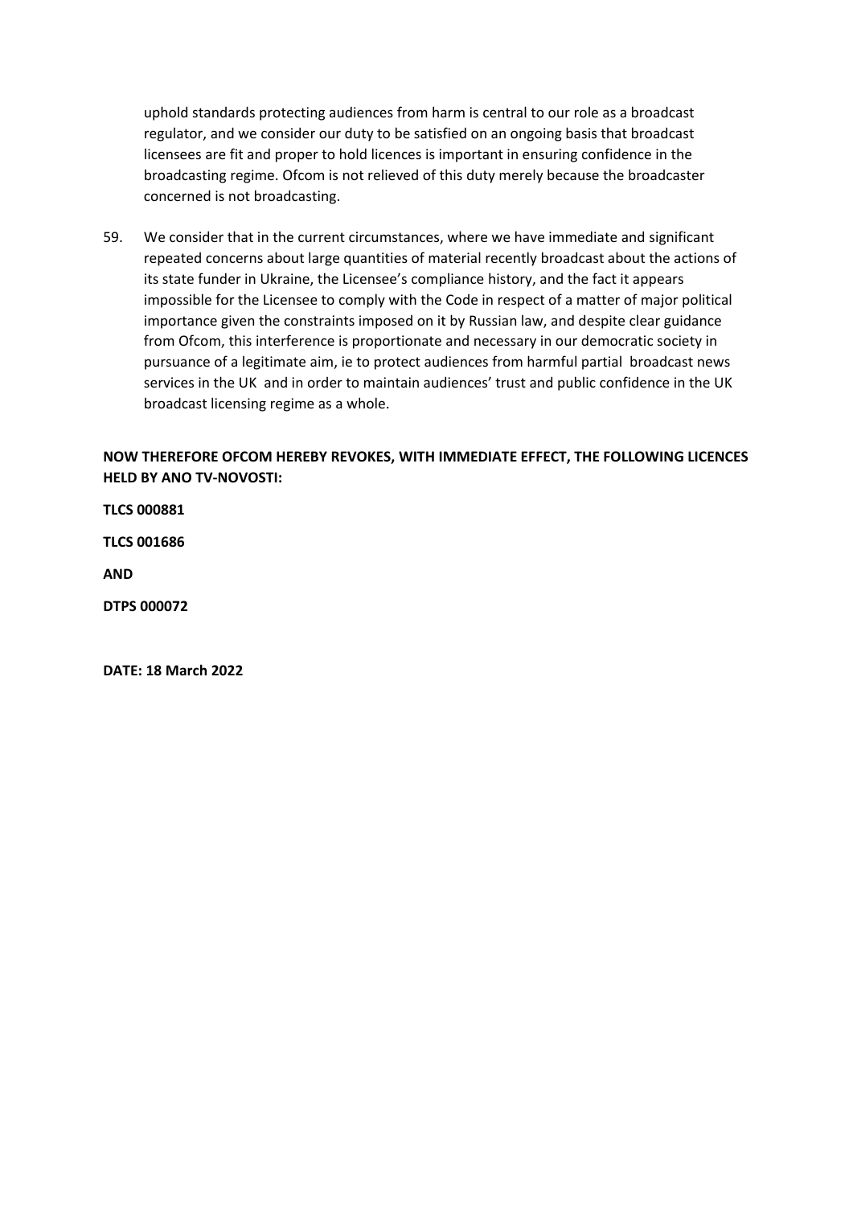uphold standards protecting audiences from harm is central to our role as a broadcast regulator, and we consider our duty to be satisfied on an ongoing basis that broadcast licensees are fit and proper to hold licences is important in ensuring confidence in the broadcasting regime. Ofcom is not relieved of this duty merely because the broadcaster concerned is not broadcasting.

59. We consider that in the current circumstances, where we have immediate and significant repeated concerns about large quantities of material recently broadcast about the actions of its state funder in Ukraine, the Licensee's compliance history, and the fact it appears impossible for the Licensee to comply with the Code in respect of a matter of major political importance given the constraints imposed on it by Russian law, and despite clear guidance from Ofcom, this interference is proportionate and necessary in our democratic society in pursuance of a legitimate aim, ie to protect audiences from harmful partial broadcast news services in the UK and in order to maintain audiences' trust and public confidence in the UK broadcast licensing regime as a whole.

**NOW THEREFORE OFCOM HEREBY REVOKES, WITH IMMEDIATE EFFECT, THE FOLLOWING LICENCES HELD BY ANO TV-NOVOSTI:**

**TLCS 000881**

**TLCS 001686**

**AND**

**DTPS 000072**

**DATE: 18 March 2022**